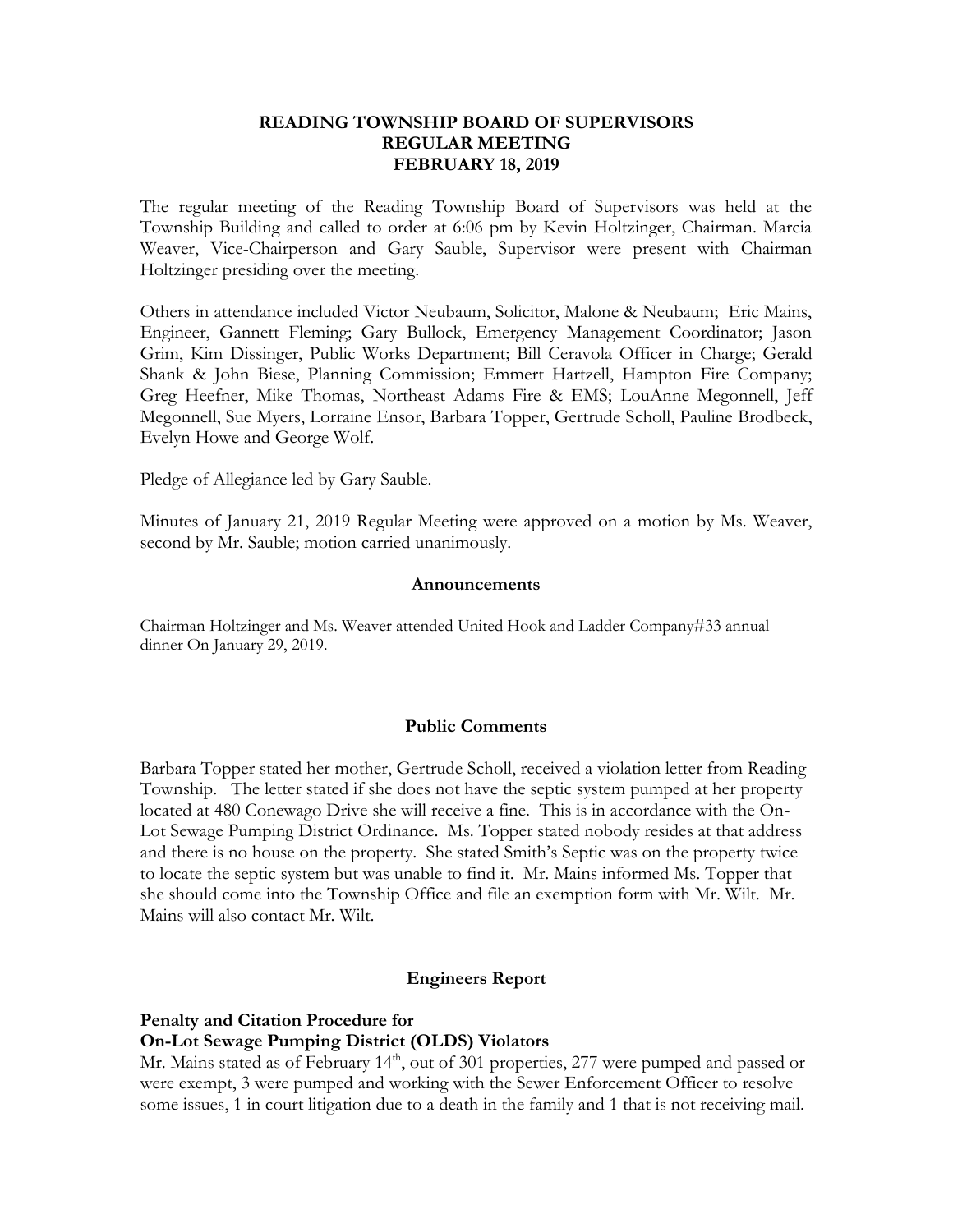# READING TOWNSHIP BOARD OF SUPERVISORS
## REGULAR MEETING
## FEBRUARY 18, 2019

The regular meeting of the Reading Township Board of Supervisors was held at the Township Building and called to order at 6:06 pm by Kevin Holtzinger, Chairman. Marcia Weaver, Vice-Chairperson and Gary Sauble, Supervisor were present with Chairman Holtzinger presiding over the meeting.

Others in attendance included Victor Neubaum, Solicitor, Malone & Neubaum; Eric Mains, Engineer, Gannett Fleming; Gary Bullock, Emergency Management Coordinator; Jason Grim, Kim Dissinger, Public Works Department; Bill Ceravola Officer in Charge; Gerald Shank & John Biese, Planning Commission; Emmert Hartzell, Hampton Fire Company; Greg Heefner, Mike Thomas, Northeast Adams Fire & EMS; LouAnne Megonnell, Jeff Megonnell, Sue Myers, Lorraine Ensor, Barbara Topper, Gertrude Scholl, Pauline Brodbeck, Evelyn Howe and George Wolf.

Pledge of Allegiance led by Gary Sauble.

Minutes of January 21, 2019 Regular Meeting were approved on a motion by Ms. Weaver, second by Mr. Sauble; motion carried unanimously.

### Announcements

Chairman Holtzinger and Ms. Weaver attended United Hook and Ladder Company#33 annual dinner On January 29, 2019.

### Public Comments

Barbara Topper stated her mother, Gertrude Scholl, received a violation letter from Reading Township. The letter stated if she does not have the septic system pumped at her property located at 480 Conewago Drive she will receive a fine. This is in accordance with the On-Lot Sewage Pumping District Ordinance. Ms. Topper stated nobody resides at that address and there is no house on the property. She stated Smith's Septic was on the property twice to locate the septic system but was unable to find it. Mr. Mains informed Ms. Topper that she should come into the Township Office and file an exemption form with Mr. Wilt. Mr. Mains will also contact Mr. Wilt.

### Engineers Report

**Penalty and Citation Procedure for On-Lot Sewage Pumping District (OLDS) Violators**

Mr. Mains stated as of February 14th, out of 301 properties, 277 were pumped and passed or were exempt, 3 were pumped and working with the Sewer Enforcement Officer to resolve some issues, 1 in court litigation due to a death in the family and 1 that is not receiving mail.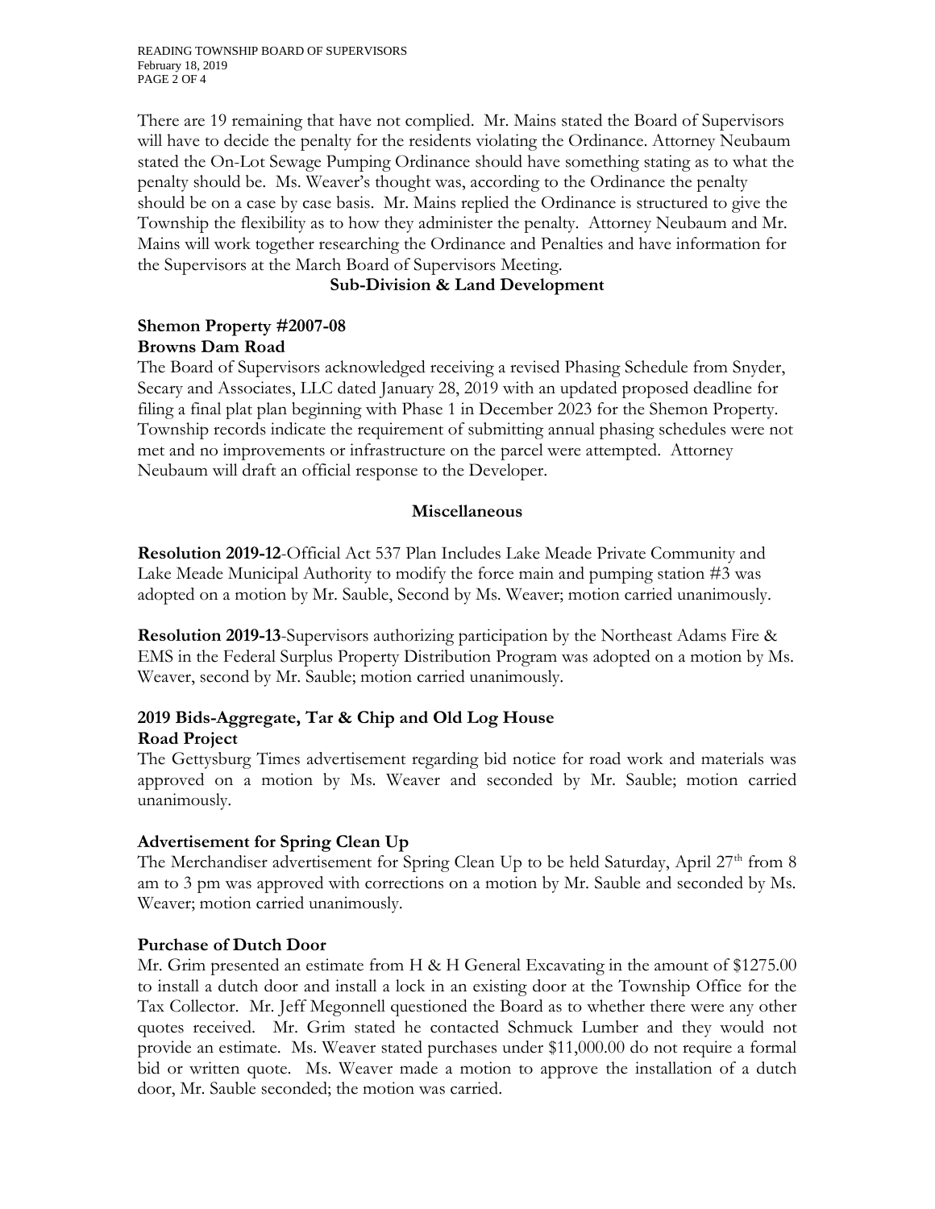There are 19 remaining that have not complied. Mr. Mains stated the Board of Supervisors will have to decide the penalty for the residents violating the Ordinance. Attorney Neubaum stated the On-Lot Sewage Pumping Ordinance should have something stating as to what the penalty should be. Ms. Weaver's thought was, according to the Ordinance the penalty should be on a case by case basis. Mr. Mains replied the Ordinance is structured to give the Township the flexibility as to how they administer the penalty. Attorney Neubaum and Mr. Mains will work together researching the Ordinance and Penalties and have information for the Supervisors at the March Board of Supervisors Meeting.

## Sub-Division & Land Development

### Shemon Property #2007-08
### Browns Dam Road

The Board of Supervisors acknowledged receiving a revised Phasing Schedule from Snyder, Secary and Associates, LLC dated January 28, 2019 with an updated proposed deadline for filing a final plat plan beginning with Phase 1 in December 2023 for the Shemon Property. Township records indicate the requirement of submitting annual phasing schedules were not met and no improvements or infrastructure on the parcel were attempted. Attorney Neubaum will draft an official response to the Developer.

## Miscellaneous

**Resolution 2019-12**-Official Act 537 Plan Includes Lake Meade Private Community and Lake Meade Municipal Authority to modify the force main and pumping station #3 was adopted on a motion by Mr. Sauble, Second by Ms. Weaver; motion carried unanimously.

**Resolution 2019-13**-Supervisors authorizing participation by the Northeast Adams Fire & EMS in the Federal Surplus Property Distribution Program was adopted on a motion by Ms. Weaver, second by Mr. Sauble; motion carried unanimously.

### 2019 Bids-Aggregate, Tar & Chip and Old Log House Road Project

The Gettysburg Times advertisement regarding bid notice for road work and materials was approved on a motion by Ms. Weaver and seconded by Mr. Sauble; motion carried unanimously.

### Advertisement for Spring Clean Up

The Merchandiser advertisement for Spring Clean Up to be held Saturday, April 27th from 8 am to 3 pm was approved with corrections on a motion by Mr. Sauble and seconded by Ms. Weaver; motion carried unanimously.

### Purchase of Dutch Door

Mr. Grim presented an estimate from H & H General Excavating in the amount of $1275.00 to install a dutch door and install a lock in an existing door at the Township Office for the Tax Collector. Mr. Jeff Megonnell questioned the Board as to whether there were any other quotes received. Mr. Grim stated he contacted Schmuck Lumber and they would not provide an estimate. Ms. Weaver stated purchases under $11,000.00 do not require a formal bid or written quote. Ms. Weaver made a motion to approve the installation of a dutch door, Mr. Sauble seconded; the motion was carried.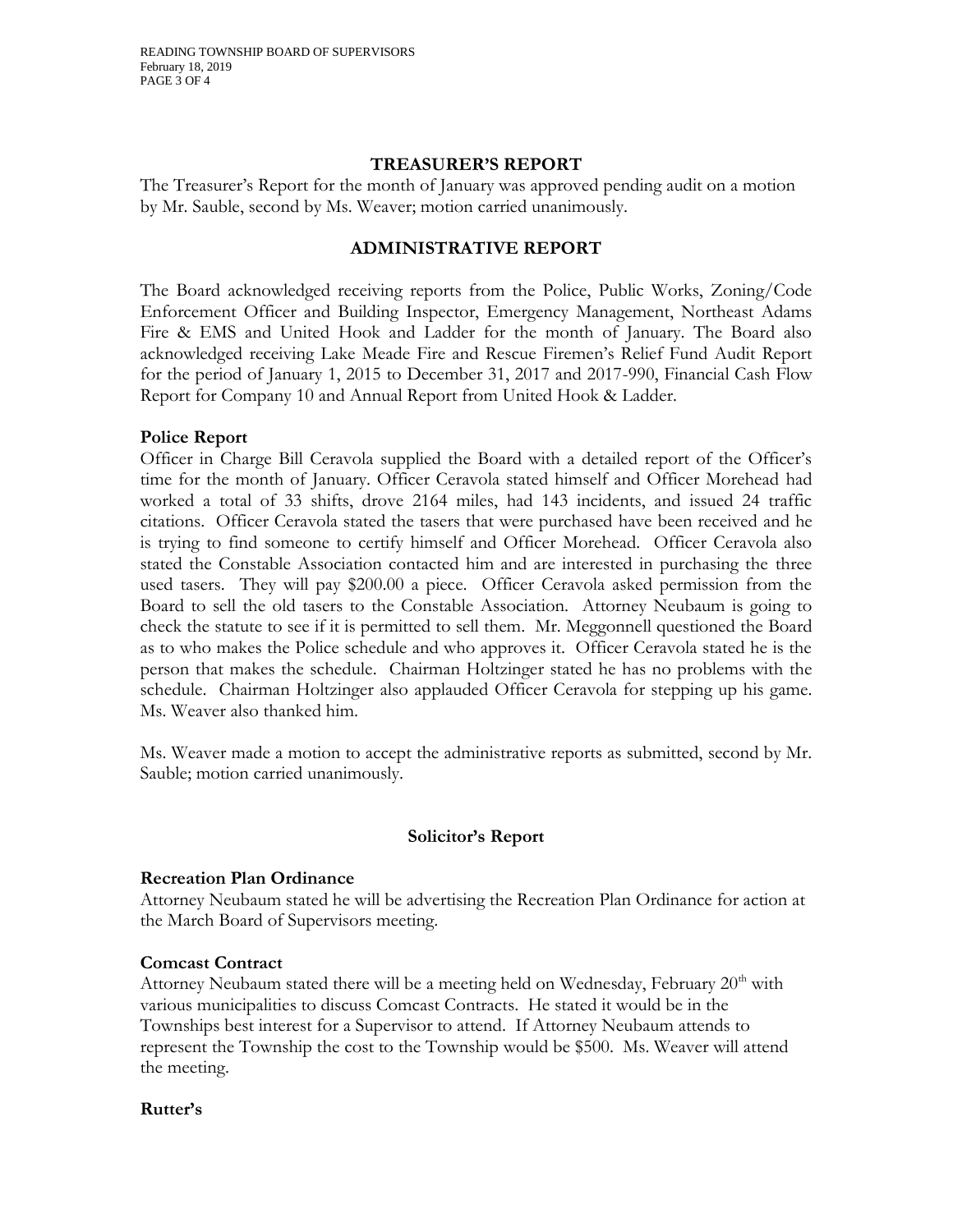## TREASURER'S REPORT

The Treasurer's Report for the month of January was approved pending audit on a motion by Mr. Sauble, second by Ms. Weaver; motion carried unanimously.

## ADMINISTRATIVE REPORT

The Board acknowledged receiving reports from the Police, Public Works, Zoning/Code Enforcement Officer and Building Inspector, Emergency Management, Northeast Adams Fire & EMS and United Hook and Ladder for the month of January. The Board also acknowledged receiving Lake Meade Fire and Rescue Firemen's Relief Fund Audit Report for the period of January 1, 2015 to December 31, 2017 and 2017-990, Financial Cash Flow Report for Company 10 and Annual Report from United Hook & Ladder.

**Police Report**

Officer in Charge Bill Ceravola supplied the Board with a detailed report of the Officer's time for the month of January. Officer Ceravola stated himself and Officer Morehead had worked a total of 33 shifts, drove 2164 miles, had 143 incidents, and issued 24 traffic citations. Officer Ceravola stated the tasers that were purchased have been received and he is trying to find someone to certify himself and Officer Morehead. Officer Ceravola also stated the Constable Association contacted him and are interested in purchasing the three used tasers. They will pay $200.00 a piece. Officer Ceravola asked permission from the Board to sell the old tasers to the Constable Association. Attorney Neubaum is going to check the statute to see if it is permitted to sell them. Mr. Meggonnell questioned the Board as to who makes the Police schedule and who approves it. Officer Ceravola stated he is the person that makes the schedule. Chairman Holtzinger stated he has no problems with the schedule. Chairman Holtzinger also applauded Officer Ceravola for stepping up his game. Ms. Weaver also thanked him.

Ms. Weaver made a motion to accept the administrative reports as submitted, second by Mr. Sauble; motion carried unanimously.

### Solicitor's Report

**Recreation Plan Ordinance**

Attorney Neubaum stated he will be advertising the Recreation Plan Ordinance for action at the March Board of Supervisors meeting.

**Comcast Contract**

Attorney Neubaum stated there will be a meeting held on Wednesday, February 20th with various municipalities to discuss Comcast Contracts. He stated it would be in the Townships best interest for a Supervisor to attend. If Attorney Neubaum attends to represent the Township the cost to the Township would be $500. Ms. Weaver will attend the meeting.

**Rutter's**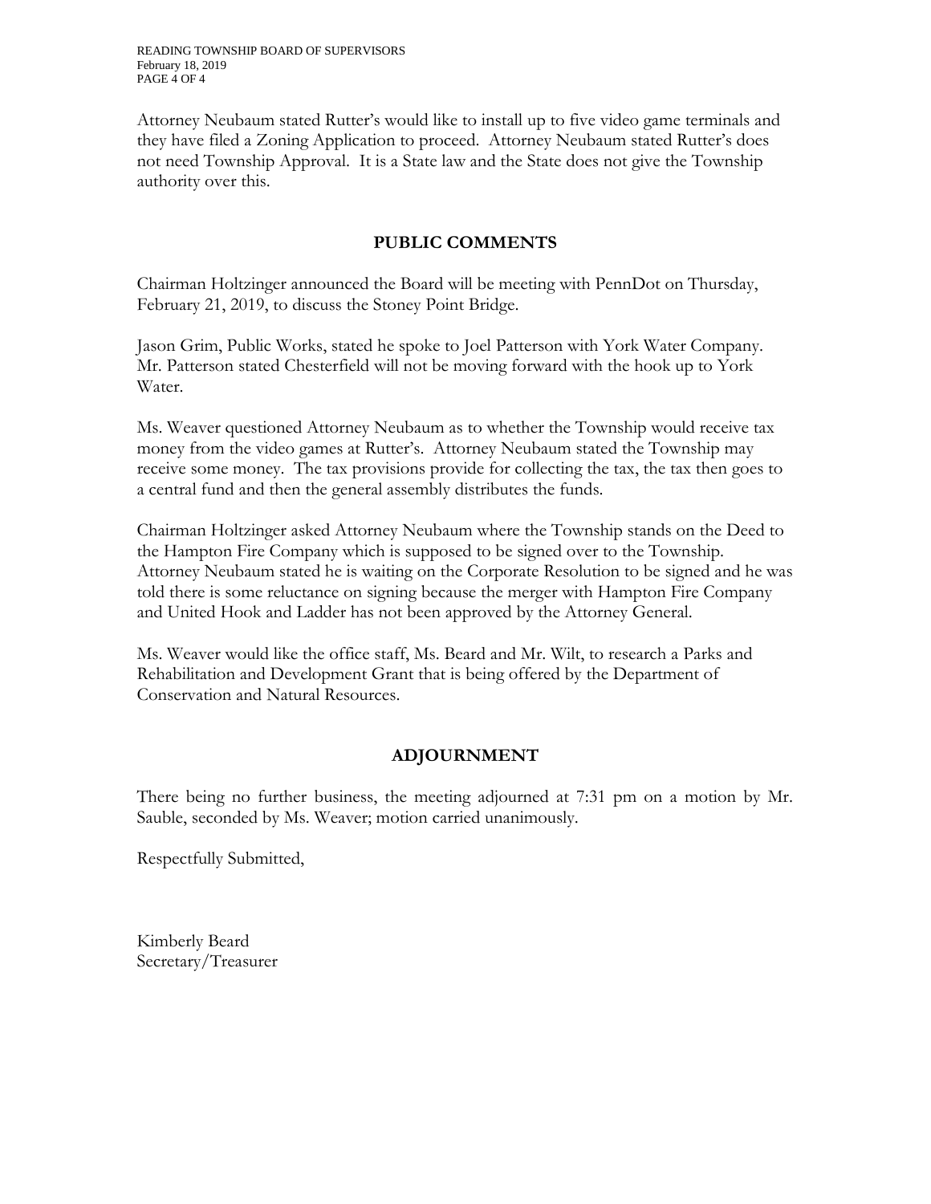Attorney Neubaum stated Rutter's would like to install up to five video game terminals and they have filed a Zoning Application to proceed. Attorney Neubaum stated Rutter's does not need Township Approval. It is a State law and the State does not give the Township authority over this.

## PUBLIC COMMENTS

Chairman Holtzinger announced the Board will be meeting with PennDot on Thursday, February 21, 2019, to discuss the Stoney Point Bridge.

Jason Grim, Public Works, stated he spoke to Joel Patterson with York Water Company. Mr. Patterson stated Chesterfield will not be moving forward with the hook up to York Water.

Ms. Weaver questioned Attorney Neubaum as to whether the Township would receive tax money from the video games at Rutter's. Attorney Neubaum stated the Township may receive some money. The tax provisions provide for collecting the tax, the tax then goes to a central fund and then the general assembly distributes the funds.

Chairman Holtzinger asked Attorney Neubaum where the Township stands on the Deed to the Hampton Fire Company which is supposed to be signed over to the Township. Attorney Neubaum stated he is waiting on the Corporate Resolution to be signed and he was told there is some reluctance on signing because the merger with Hampton Fire Company and United Hook and Ladder has not been approved by the Attorney General.

Ms. Weaver would like the office staff, Ms. Beard and Mr. Wilt, to research a Parks and Rehabilitation and Development Grant that is being offered by the Department of Conservation and Natural Resources.

## ADJOURNMENT

There being no further business, the meeting adjourned at 7:31 pm on a motion by Mr. Sauble, seconded by Ms. Weaver; motion carried unanimously.

Respectfully Submitted,

Kimberly Beard
Secretary/Treasurer